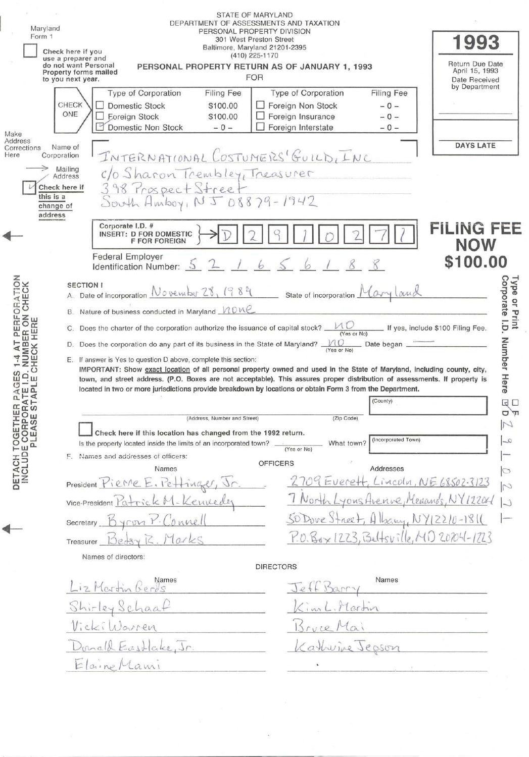Maryland Form 1

☐ Check here if you use a preparer and do not want Personal Property forms mailed to you next year.

STATE OF MARYLAND
DEPARTMENT OF ASSESSMENTS AND TAXATION
PERSONAL PROPERTY DIVISION
301 West Preston Street
Baltimore, Maryland 21201-2395
(410) 225-1170

# PERSONAL PROPERTY RETURN AS OF JANUARY 1, 1993

FOR

**1993**

Return Due Date April 15, 1993
Date Received by Department

DAYS LATE

CHECK ONE

| Type of Corporation | Filing Fee | Type of Corporation | Filing Fee |
|---|---|---|---|
| ☐ Domestic Stock | $100.00 | ☐ Foreign Non Stock | – 0 – |
| ☐ Foreign Stock | $100.00 | ☐ Foreign Insurance | – 0 – |
| ☑ Domestic Non Stock | – 0 – | ☐ Foreign Interstate | – 0 – |

Make Address Corrections Here

Name of Corporation: INTERNATIONAL COSTUMERS' GUILD, INC

Mailing Address: c/o Sharon Trembley, Treasurer
398 Prospect Street
South Amboy, NJ 08879-1942

☑ Check here if this is a change of address

Corporate I.D. # INSERT: D FOR DOMESTIC F FOR FOREIGN: D 2 9 1 0 2 7 1

Federal Employer Identification Number: 5 2 1 6 5 6 1 8 8

**FILING FEE NOW $100.00**

DETACH TOGETHER PAGES 1-4 AT PERFORATION
INCLUDE CORPORATE I.D. NUMBER ON CHECK
PLEASE STAPLE CHECK HERE

Type or Print Corporate I.D. Number Here ☐ F ☑ D 2 9 1 0 2 7 1

## SECTION I

A. Date of incorporation November 28, 1984 State of incorporation Maryland

B. Nature of business conducted in Maryland none

C. Does the charter of the corporation authorize the issuance of capital stock? NO (Yes or No) If yes, include $100 Filing Fee.

D. Does the corporation do any part of its business in the State of Maryland? NO (Yes or No) Date began ——

E. If answer is Yes to question D above, complete this section:
IMPORTANT: Show exact location of all personal property owned and used in the State of Maryland, including county, city, town, and street address. (P.O. Boxes are not acceptable). This assures proper distribution of assessments. If property is located in two or more jurisdictions provide breakdown by locations or obtain Form 3 from the Department.

(Address, Number and Street) (Zip Code) (County)

☐ Check here if this location has changed from the 1992 return.

Is the property located inside the limits of an incorporated town? ______ (Yes or No) What town? (Incorporated Town)

F. Names and addresses of officers:

OFFICERS

| | Names | Addresses |
|---|---|---|
| President | Pierre E. Pettinger, Jr. | 2709 Everett, Lincoln, NE 68502-3123 |
| Vice-President | Patrick M. Kennedy | 7 North Lyons Avenue, Menands, NY 12204 |
| Secretary | Byron P. Connell | 50 Dove Street, Albany, NY 12210-1811 |
| Treasurer | Betsy R. Marks | P.O. Box 1223, Beltsville, MD 20704-1223 |

Names of directors:

DIRECTORS

| Names | Names |
|---|---|
| Liz Martin Gerds | Jeff Barry |
| Shirley Schaaf | Kim L. Martin |
| Vicki Warren | Bruce Mai |
| Donald Eastlake, Jr. | Kathrine Jepson |
| Elaine Mami | |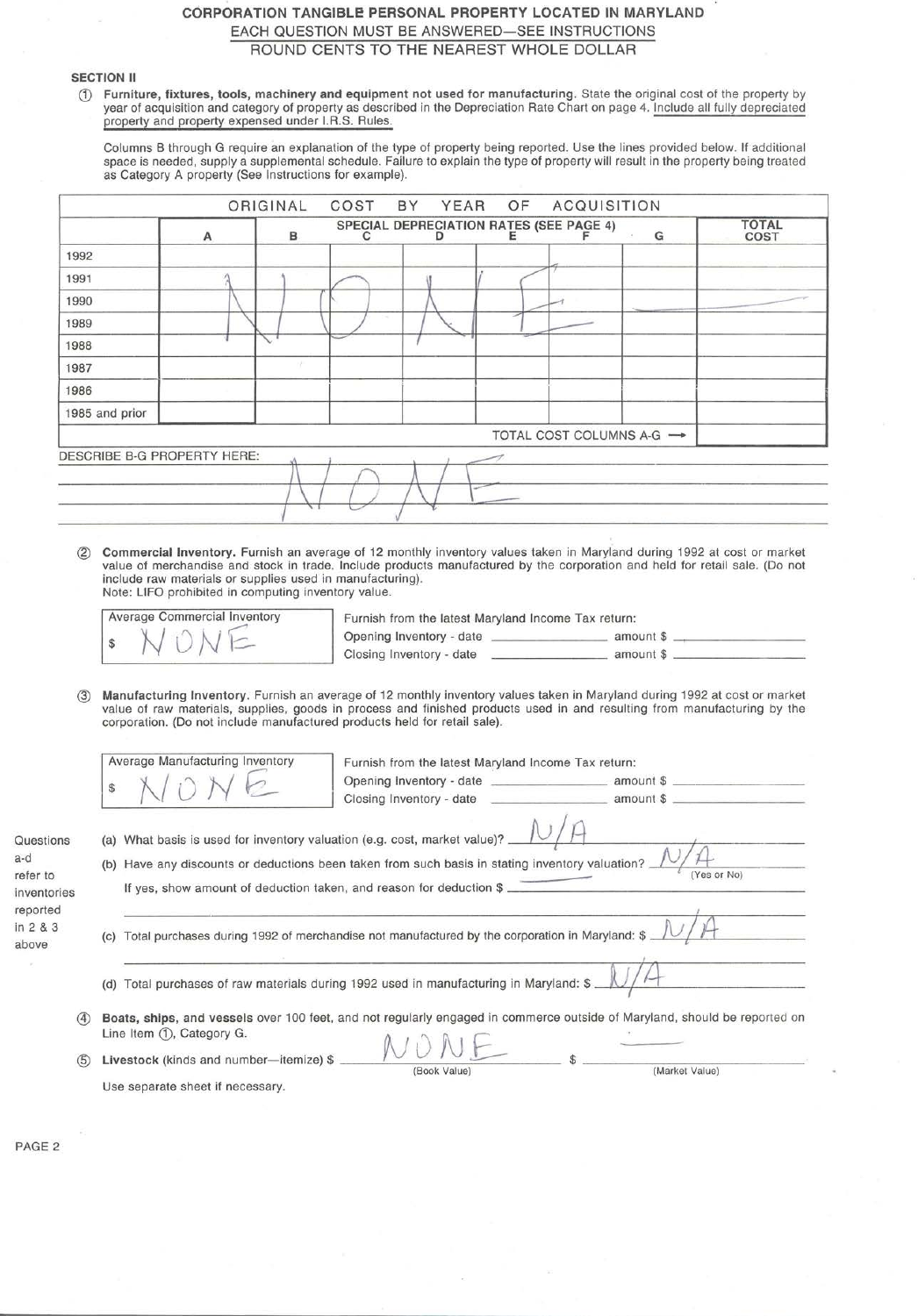## CORPORATION TANGIBLE PERSONAL PROPERTY LOCATED IN MARYLAND

EACH QUESTION MUST BE ANSWERED—SEE INSTRUCTIONS

ROUND CENTS TO THE NEAREST WHOLE DOLLAR

### SECTION II

① **Furniture, fixtures, tools, machinery and equipment not used for manufacturing.** State the original cost of the property by year of acquisition and category of property as described in the Depreciation Rate Chart on page 4. Include all fully depreciated property and property expensed under I.R.S. Rules.

Columns B through G require an explanation of the type of property being reported. Use the lines provided below. If additional space is needed, supply a supplemental schedule. Failure to explain the type of property will result in the property being treated as Category A property (See Instructions for example).

| ORIGINAL COST BY YEAR OF ACQUISITION | | | | | | | | |
|---|---|---|---|---|---|---|---|---|
| | | SPECIAL DEPRECIATION RATES (SEE PAGE 4) | | | | | | |
| | A | B | C | D | E | F | G | TOTAL COST |
| 1992 | | | | | | | | |
| 1991 | NONE | | | | | | | |
| 1990 | | | | | | | | |
| 1989 | | | | | | | | |
| 1988 | | | | | | | | |
| 1987 | | | | | | | | |
| 1986 | | | | | | | | |
| 1985 and prior | | | | | | | | |
| | | | | | | | TOTAL COST COLUMNS A-G → | |

DESCRIBE B-G PROPERTY HERE: NONE

② **Commercial Inventory.** Furnish an average of 12 monthly inventory values taken in Maryland during 1992 at cost or market value of merchandise and stock in trade. Include products manufactured by the corporation and held for retail sale. (Do not include raw materials or supplies used in manufacturing).
Note: LIFO prohibited in computing inventory value.

Average Commercial Inventory
$ NONE

Furnish from the latest Maryland Income Tax return:
Opening Inventory - date ________ amount $ ________
Closing Inventory - date ________ amount $ ________

③ **Manufacturing Inventory.** Furnish an average of 12 monthly inventory values taken in Maryland during 1992 at cost or market value of raw materials, supplies, goods in process and finished products used in and resulting from manufacturing by the corporation. (Do not include manufactured products held for retail sale).

Average Manufacturing Inventory
$ NONE

Furnish from the latest Maryland Income Tax return:
Opening Inventory - date ________ amount $ ________
Closing Inventory - date ________ amount $ ________

Questions a-d refer to inventories reported in 2 & 3 above

(a) What basis is used for inventory valuation (e.g. cost, market value)? N/A

(b) Have any discounts or deductions been taken from such basis in stating inventory valuation? N/A (Yes or No)
If yes, show amount of deduction taken, and reason for deduction $ ________

(c) Total purchases during 1992 of merchandise not manufactured by the corporation in Maryland: $ N/A

(d) Total purchases of raw materials during 1992 used in manufacturing in Maryland: $ N/A

④ **Boats, ships, and vessels** over 100 feet, and not regularly engaged in commerce outside of Maryland, should be reported on Line Item ①, Category G.

⑤ **Livestock** (kinds and number—itemize) $ NONE (Book Value) $ ——— (Market Value)

Use separate sheet if necessary.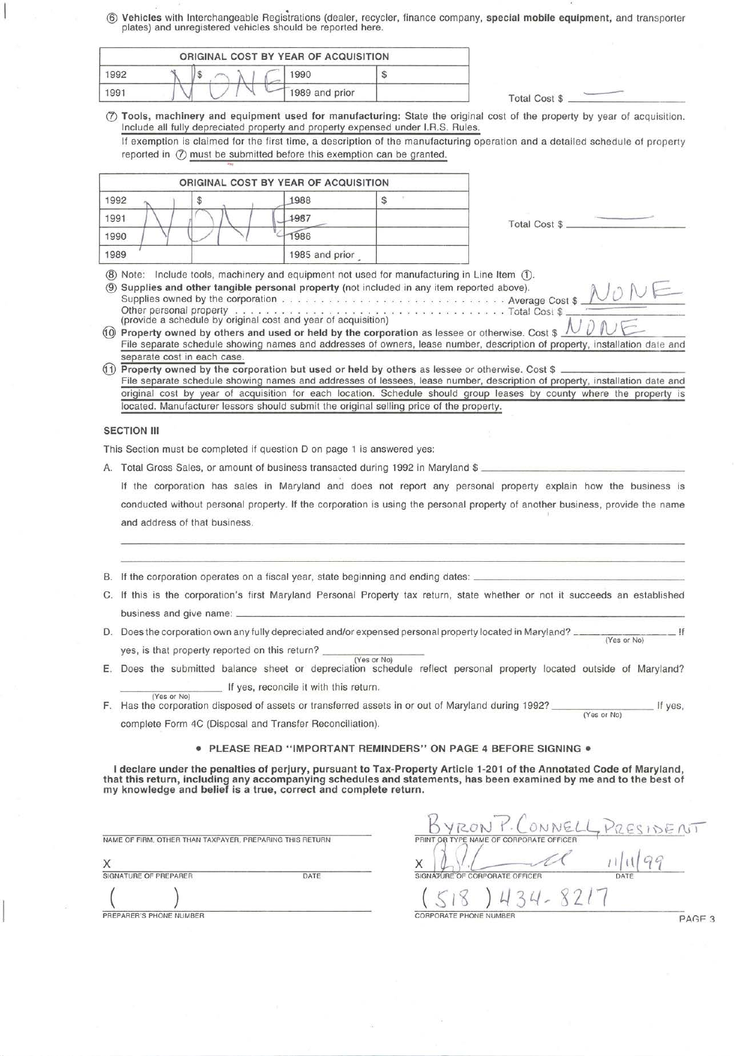⑥ **Vehicles** with Interchangeable Registrations (dealer, recycler, finance company, **special mobile equipment,** and transporter plates) and unregistered vehicles should be reported here.

| ORIGINAL COST BY YEAR OF ACQUISITION | | | |
|---|---|---|---|
| 1992 | $ NONE | 1990 | $ |
| 1991 | | 1989 and prior | |

Total Cost $ ——

⑦ **Tools, machinery and equipment used for manufacturing:** State the original cost of the property by year of acquisition. Include all fully depreciated property and property expensed under I.R.S. Rules.

If exemption is claimed for the first time, a description of the manufacturing operation and a detailed schedule of property reported in ⑦ must be submitted before this exemption can be granted.

| ORIGINAL COST BY YEAR OF ACQUISITION | | | |
|---|---|---|---|
| 1992 | $ NONE | 1988 | $ |
| 1991 | | 1987 | |
| 1990 | | 1986 | |
| 1989 | | 1985 and prior | |

Total Cost $ ——

⑧ Note: Include tools, machinery and equipment not used for manufacturing in Line Item ①.

⑨ **Supplies and other tangible personal property** (not included in any item reported above).
Supplies owned by the corporation . . . . . . . . . . . . . . . . . . . . . . . . . . . Average Cost $ NONE
Other personal property . . . . . . . . . . . . . . . . . . . . . . . . . . . . . . . Total Cost $
(provide a schedule by original cost and year of acquisition)

⑩ **Property owned by others and used or held by the corporation** as lessee or otherwise. Cost $ NONE
File separate schedule showing names and addresses of owners, lease number, description of property, installation date and separate cost in each case.

⑪ **Property owned by the corporation but used or held by others** as lessee or otherwise. Cost $
File separate schedule showing names and addresses of lessees, lease number, description of property, installation date and original cost by year of acquisition for each location. Schedule should group leases by county where the property is located. Manufacturer lessors should submit the original selling price of the property.

## SECTION III

This Section must be completed if question D on page 1 is answered yes:

A. Total Gross Sales, or amount of business transacted during 1992 in Maryland $ \_\_\_\_\_\_\_\_\_\_

If the corporation has sales in Maryland and does not report any personal property explain how the business is conducted without personal property. If the corporation is using the personal property of another business, provide the name and address of that business.

B. If the corporation operates on a fiscal year, state beginning and ending dates: \_\_\_\_\_\_\_\_\_\_

C. If this is the corporation's first Maryland Personal Property tax return, state whether or not it succeeds an established business and give name: \_\_\_\_\_\_\_\_\_\_

D. Does the corporation own any fully depreciated and/or expensed personal property located in Maryland? \_\_\_\_\_\_ (Yes or No) If yes, is that property reported on this return? \_\_\_\_\_\_ (Yes or No)

E. Does the submitted balance sheet or depreciation schedule reflect personal property located outside of Maryland? \_\_\_\_\_\_ (Yes or No) If yes, reconcile it with this return.

F. Has the corporation disposed of assets or transferred assets in or out of Maryland during 1992? \_\_\_\_\_\_ (Yes or No) If yes, complete Form 4C (Disposal and Transfer Reconciliation).

**• PLEASE READ "IMPORTANT REMINDERS" ON PAGE 4 BEFORE SIGNING •**

**I declare under the penalties of perjury, pursuant to Tax-Property Article 1-201 of the Annotated Code of Maryland, that this return, including any accompanying schedules and statements, has been examined by me and to the best of my knowledge and belief is a true, correct and complete return.**

NAME OF FIRM, OTHER THAN TAXPAYER, PREPARING THIS RETURN: \_\_\_\_\_\_\_\_\_\_

X \_\_\_\_\_\_\_\_\_\_
SIGNATURE OF PREPARER — DATE

( ) \_\_\_\_\_\_\_\_\_\_
PREPARER'S PHONE NUMBER

BYRON P. CONNELL, PRESIDENT
PRINT OR TYPE NAME OF CORPORATE OFFICER

X [signature] — 11/11/99
SIGNATURE OF CORPORATE OFFICER — DATE

(518) 434-8217
CORPORATE PHONE NUMBER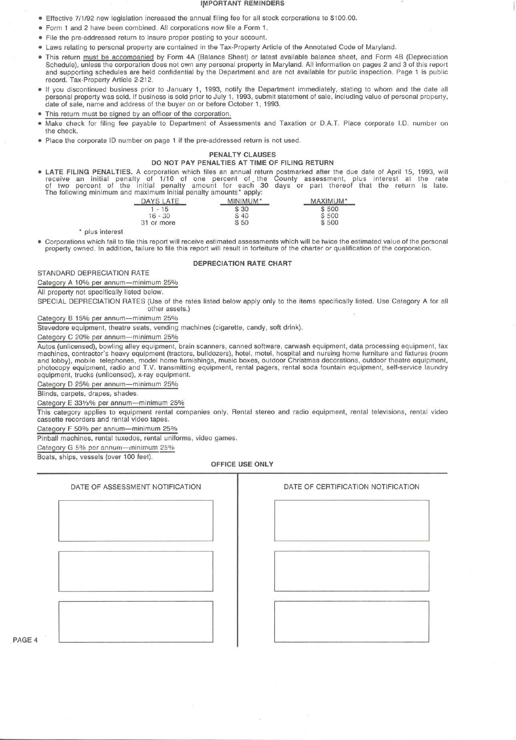## IMPORTANT REMINDERS

- Effective 7/1/92 new legislation increased the annual filing fee for all stock corporations to $100.00.
- Form 1 and 2 have been combined. All corporations now file a Form 1.
- File the pre-addressed return to insure proper posting to your account.
- Laws relating to personal property are contained in the Tax-Property Article of the Annotated Code of Maryland.
- This return must be accompanied by Form 4A (Balance Sheet) or latest available balance sheet, and Form 4B (Depreciation Schedule), unless the corporation does not own any personal property in Maryland. All information on pages 2 and 3 of this report and supporting schedules are held confidential by the Department and are not available for public inspection. Page 1 is public record. Tax-Property Article 2-212.
- If you discontinued business prior to January 1, 1993, notify the Department immediately, stating to whom and the date all personal property was sold. If business is sold prior to July 1, 1993, submit statement of sale, including value of personal property, date of sale, name and address of the buyer on or before October 1, 1993.
- This return must be signed by an officer of the corporation.
- Make check for filing fee payable to Department of Assessments and Taxation or D.A.T. Place corporate I.D. number on the check.
- Place the corporate ID number on page 1 if the pre-addressed return is not used.

### PENALTY CLAUSES
### DO NOT PAY PENALTIES AT TIME OF FILING RETURN

- **LATE FILING PENALTIES.** A corporation which files an annual return postmarked after the due date of April 15, 1993, will receive an initial penalty of 1/10 of one percent of the County assessment, plus interest at the rate of two percent of the initial penalty amount for each 30 days or part thereof that the return is late. The following minimum and maximum initial penalty amounts* apply:

| DAYS LATE | MINIMUM* | MAXIMUM* |
|---|---|---|
| 1 - 15 | $ 30 | $ 500 |
| 16 - 30 | $ 40 | $ 500 |
| 31 or more | $ 50 | $ 500 |

\* plus interest

- Corporations which fail to file this report will receive estimated assessments which will be twice the estimated value of the personal property owned. In addition, failure to file this report will result in forfeiture of the charter or qualification of the corporation.

### DEPRECIATION RATE CHART

STANDARD DEPRECIATION RATE

Category A 10% per annum—minimum 25%

All property not specifically listed below.

SPECIAL DEPRECIATION RATES (Use of the rates listed below apply only to the items specifically listed. Use Category A for all other assets.)

Category B 15% per annum—minimum 25%

Stevedore equipment, theatre seats, vending machines (cigarette, candy, soft drink).

Category C 20% per annum—minimum 25%

Autos (unlicensed), bowling alley equipment, brain scanners, canned software, carwash equipment, data processing equipment, fax machines, contractor's heavy equipment (tractors, bulldozers), hotel, motel, hospital and nursing home furniture and fixtures (room and lobby), mobile telephones, model home furnishings, music boxes, outdoor Christmas decorations, outdoor theatre equipment, photocopy equipment, radio and T.V. transmitting equipment, rental pagers, rental soda fountain equipment, self-service laundry equipment, trucks (unlicensed), x-ray equipment.

Category D 25% per annum—minimum 25%

Blinds, carpets, drapes, shades.

Category E 33⅓% per annum—minimum 25%

This category applies to equipment rental companies only. Rental stereo and radio equipment, rental televisions, rental video cassette recorders and rental video tapes.

Category F 50% per annum—minimum 25%

Pinball machines, rental tuxedos, rental uniforms, video games.

Category G 5% per annum—minimum 25%

Boats, ships, vessels (over 100 feet).

### OFFICE USE ONLY

| DATE OF ASSESSMENT NOTIFICATION | DATE OF CERTIFICATION NOTIFICATION |
|---|---|
| | |
| | |
| | |